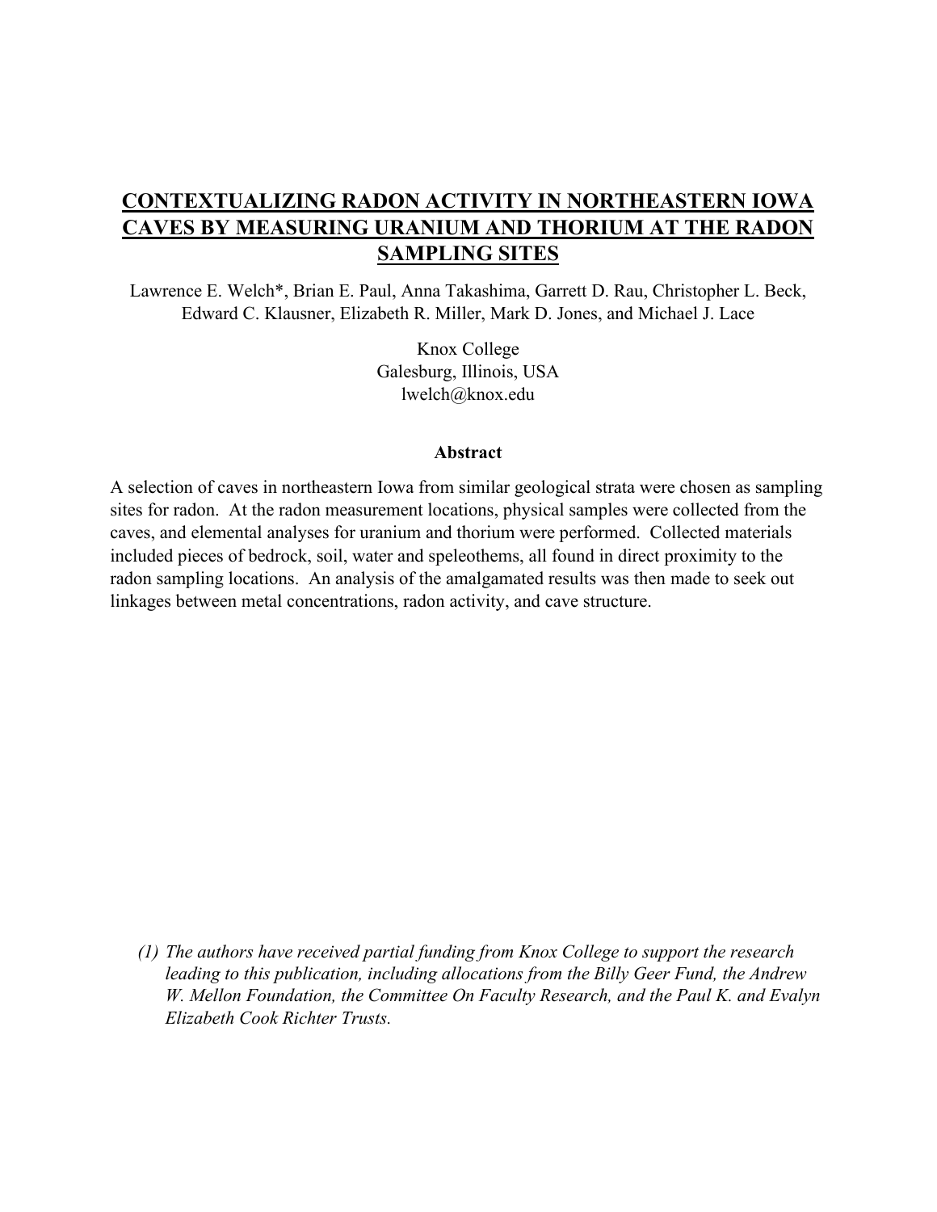# CONTEXTUALIZING RADON ACTIVITY IN NORTHEASTERN IOWA CAVES BY MEASURING URANIUM AND THORIUM AT THE RADON SAMPLING SITES

Lawrence E. Welch*, Brian E. Paul, Anna Takashima, Garrett D. Rau, Christopher L. Beck, Edward C. Klausner, Elizabeth R. Miller, Mark D. Jones, and Michael J. Lace

Knox College
Galesburg, Illinois, USA
lwelch@knox.edu

## Abstract

A selection of caves in northeastern Iowa from similar geological strata were chosen as sampling sites for radon. At the radon measurement locations, physical samples were collected from the caves, and elemental analyses for uranium and thorium were performed. Collected materials included pieces of bedrock, soil, water and speleothems, all found in direct proximity to the radon sampling locations. An analysis of the amalgamated results was then made to seek out linkages between metal concentrations, radon activity, and cave structure.

(1) *The authors have received partial funding from Knox College to support the research leading to this publication, including allocations from the Billy Geer Fund, the Andrew W. Mellon Foundation, the Committee On Faculty Research, and the Paul K. and Evalyn Elizabeth Cook Richter Trusts.*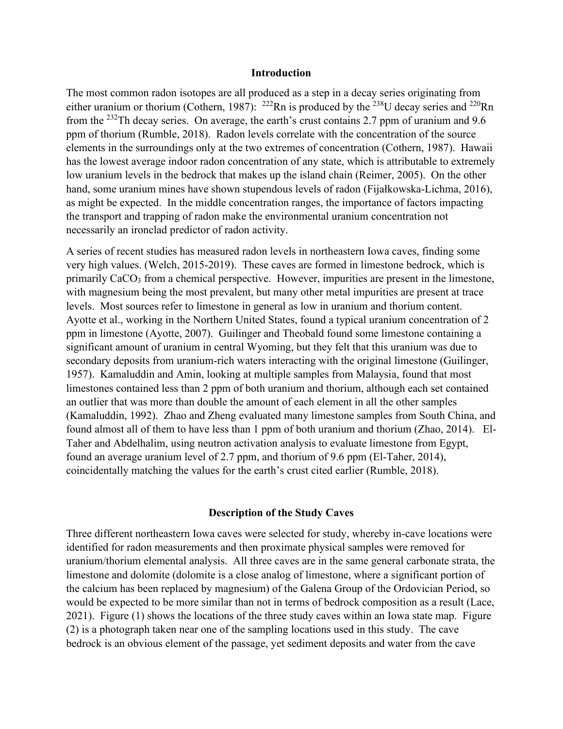## Introduction

The most common radon isotopes are all produced as a step in a decay series originating from either uranium or thorium (Cothern, 1987): $^{222}Rn$ is produced by the $^{238}U$ decay series and $^{220}Rn$ from the $^{232}Th$ decay series. On average, the earth's crust contains 2.7 ppm of uranium and 9.6 ppm of thorium (Rumble, 2018). Radon levels correlate with the concentration of the source elements in the surroundings only at the two extremes of concentration (Cothern, 1987). Hawaii has the lowest average indoor radon concentration of any state, which is attributable to extremely low uranium levels in the bedrock that makes up the island chain (Reimer, 2005). On the other hand, some uranium mines have shown stupendous levels of radon (Fijałkowska-Lichma, 2016), as might be expected. In the middle concentration ranges, the importance of factors impacting the transport and trapping of radon make the environmental uranium concentration not necessarily an ironclad predictor of radon activity.

A series of recent studies has measured radon levels in northeastern Iowa caves, finding some very high values. (Welch, 2015-2019). These caves are formed in limestone bedrock, which is primarily $CaCO_3$ from a chemical perspective. However, impurities are present in the limestone, with magnesium being the most prevalent, but many other metal impurities are present at trace levels. Most sources refer to limestone in general as low in uranium and thorium content. Ayotte et al., working in the Northern United States, found a typical uranium concentration of 2 ppm in limestone (Ayotte, 2007). Guilinger and Theobald found some limestone containing a significant amount of uranium in central Wyoming, but they felt that this uranium was due to secondary deposits from uranium-rich waters interacting with the original limestone (Guilinger, 1957). Kamaluddin and Amin, looking at multiple samples from Malaysia, found that most limestones contained less than 2 ppm of both uranium and thorium, although each set contained an outlier that was more than double the amount of each element in all the other samples (Kamaluddin, 1992). Zhao and Zheng evaluated many limestone samples from South China, and found almost all of them to have less than 1 ppm of both uranium and thorium (Zhao, 2014). El-Taher and Abdelhalim, using neutron activation analysis to evaluate limestone from Egypt, found an average uranium level of 2.7 ppm, and thorium of 9.6 ppm (El-Taher, 2014), coincidentally matching the values for the earth's crust cited earlier (Rumble, 2018).

## Description of the Study Caves

Three different northeastern Iowa caves were selected for study, whereby in-cave locations were identified for radon measurements and then proximate physical samples were removed for uranium/thorium elemental analysis. All three caves are in the same general carbonate strata, the limestone and dolomite (dolomite is a close analog of limestone, where a significant portion of the calcium has been replaced by magnesium) of the Galena Group of the Ordovician Period, so would be expected to be more similar than not in terms of bedrock composition as a result (Lace, 2021). Figure (1) shows the locations of the three study caves within an Iowa state map. Figure (2) is a photograph taken near one of the sampling locations used in this study. The cave bedrock is an obvious element of the passage, yet sediment deposits and water from the cave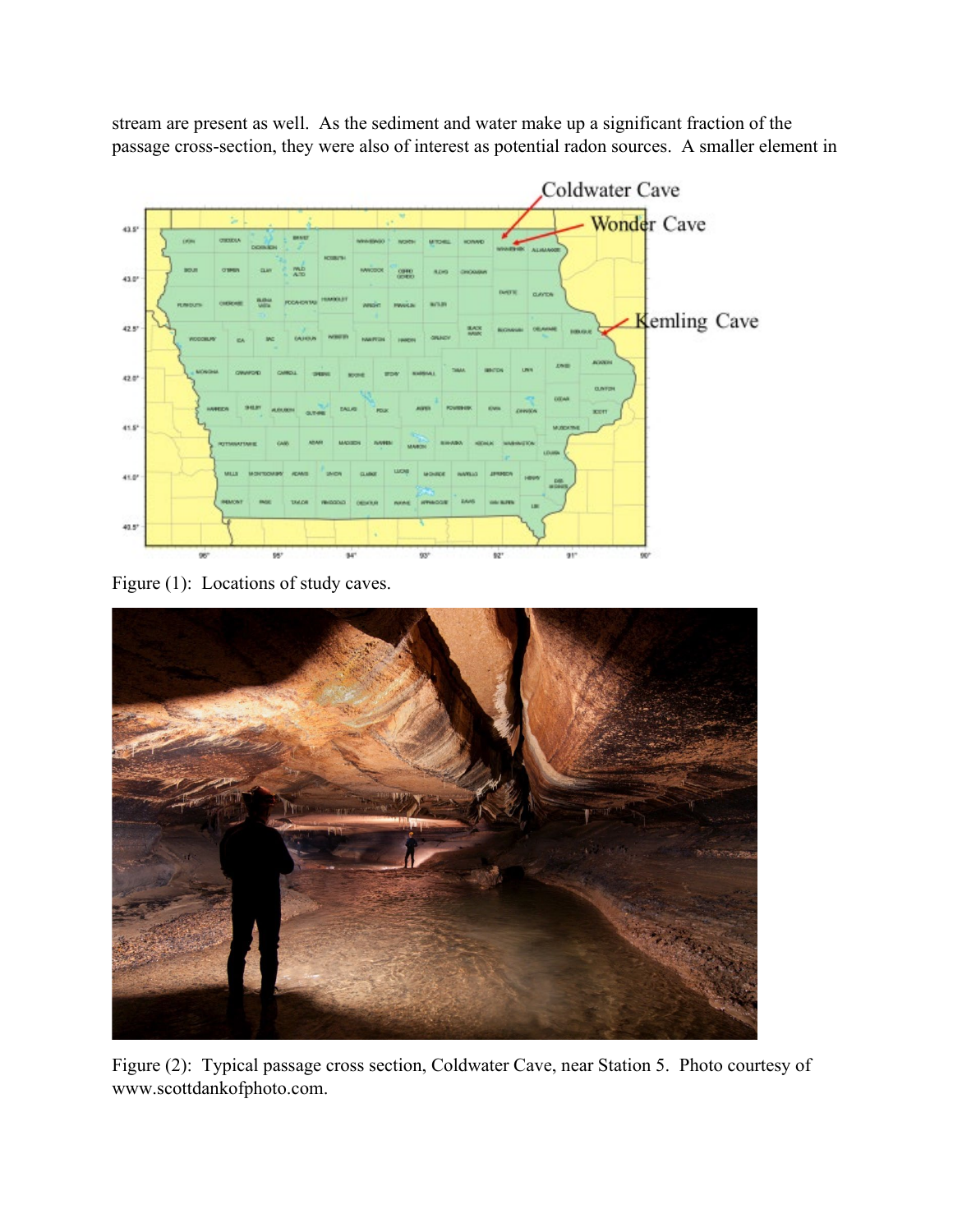stream are present as well. As the sediment and water make up a significant fraction of the passage cross-section, they were also of interest as potential radon sources. A smaller element in

Figure (1): Locations of study caves.

Figure (2): Typical passage cross section, Coldwater Cave, near Station 5. Photo courtesy of www.scottdankofphoto.com.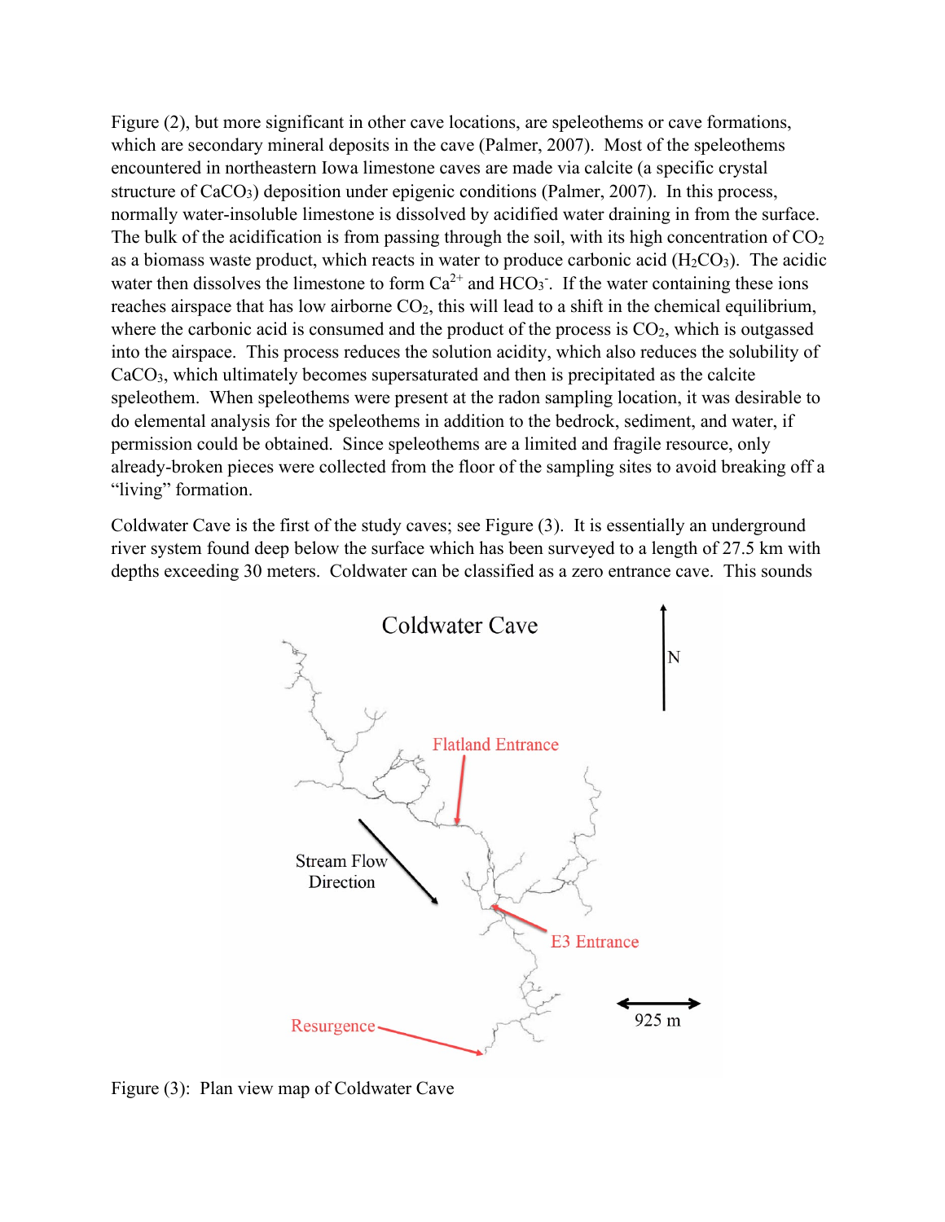Figure (2), but more significant in other cave locations, are speleothems or cave formations, which are secondary mineral deposits in the cave (Palmer, 2007). Most of the speleothems encountered in northeastern Iowa limestone caves are made via calcite (a specific crystal structure of $CaCO_3$) deposition under epigenic conditions (Palmer, 2007). In this process, normally water-insoluble limestone is dissolved by acidified water draining in from the surface. The bulk of the acidification is from passing through the soil, with its high concentration of $CO_2$ as a biomass waste product, which reacts in water to produce carbonic acid ($H_2CO_3$). The acidic water then dissolves the limestone to form $Ca^{2+}$ and $HCO_3^-$. If the water containing these ions reaches airspace that has low airborne $CO_2$, this will lead to a shift in the chemical equilibrium, where the carbonic acid is consumed and the product of the process is $CO_2$, which is outgassed into the airspace. This process reduces the solution acidity, which also reduces the solubility of $CaCO_3$, which ultimately becomes supersaturated and then is precipitated as the calcite speleothem. When speleothems were present at the radon sampling location, it was desirable to do elemental analysis for the speleothems in addition to the bedrock, sediment, and water, if permission could be obtained. Since speleothems are a limited and fragile resource, only already-broken pieces were collected from the floor of the sampling sites to avoid breaking off a "living" formation.

Coldwater Cave is the first of the study caves; see Figure (3). It is essentially an underground river system found deep below the surface which has been surveyed to a length of 27.5 km with depths exceeding 30 meters. Coldwater can be classified as a zero entrance cave. This sounds

Figure (3): Plan view map of Coldwater Cave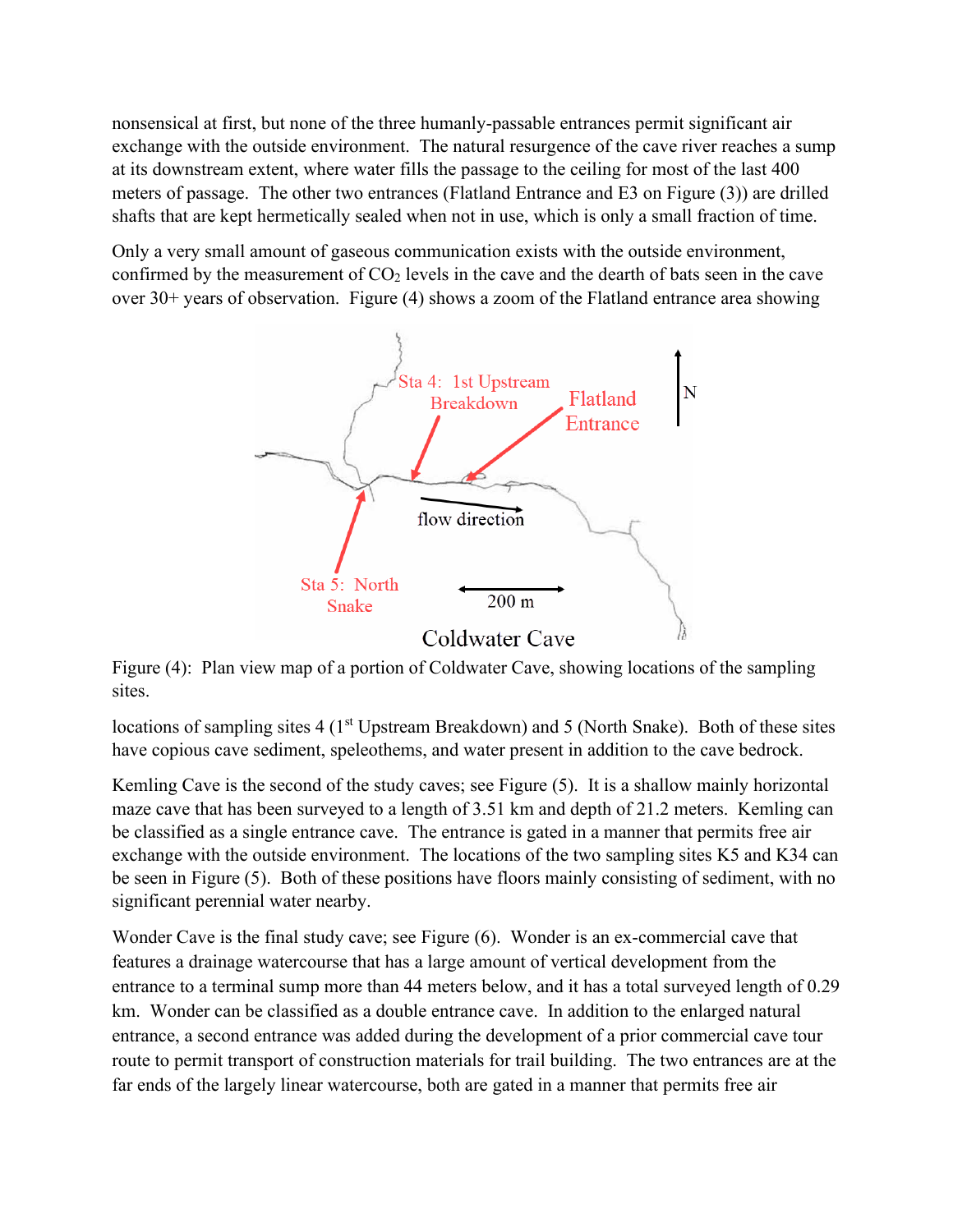nonsensical at first, but none of the three humanly-passable entrances permit significant air exchange with the outside environment. The natural resurgence of the cave river reaches a sump at its downstream extent, where water fills the passage to the ceiling for most of the last 400 meters of passage. The other two entrances (Flatland Entrance and E3 on Figure (3)) are drilled shafts that are kept hermetically sealed when not in use, which is only a small fraction of time.

Only a very small amount of gaseous communication exists with the outside environment, confirmed by the measurement of $CO_2$ levels in the cave and the dearth of bats seen in the cave over 30+ years of observation. Figure (4) shows a zoom of the Flatland entrance area showing

Figure (4): Plan view map of a portion of Coldwater Cave, showing locations of the sampling sites.

locations of sampling sites 4 (1st Upstream Breakdown) and 5 (North Snake). Both of these sites have copious cave sediment, speleothems, and water present in addition to the cave bedrock.

Kemling Cave is the second of the study caves; see Figure (5). It is a shallow mainly horizontal maze cave that has been surveyed to a length of 3.51 km and depth of 21.2 meters. Kemling can be classified as a single entrance cave. The entrance is gated in a manner that permits free air exchange with the outside environment. The locations of the two sampling sites K5 and K34 can be seen in Figure (5). Both of these positions have floors mainly consisting of sediment, with no significant perennial water nearby.

Wonder Cave is the final study cave; see Figure (6). Wonder is an ex-commercial cave that features a drainage watercourse that has a large amount of vertical development from the entrance to a terminal sump more than 44 meters below, and it has a total surveyed length of 0.29 km. Wonder can be classified as a double entrance cave. In addition to the enlarged natural entrance, a second entrance was added during the development of a prior commercial cave tour route to permit transport of construction materials for trail building. The two entrances are at the far ends of the largely linear watercourse, both are gated in a manner that permits free air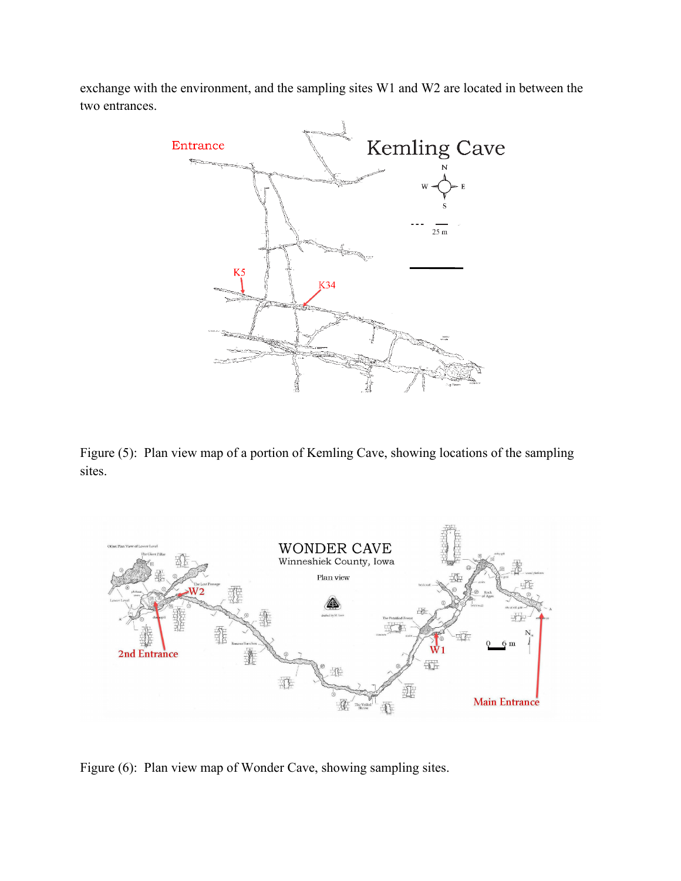exchange with the environment, and the sampling sites W1 and W2 are located in between the two entrances.

Figure (5): Plan view map of a portion of Kemling Cave, showing locations of the sampling sites.

Figure (6): Plan view map of Wonder Cave, showing sampling sites.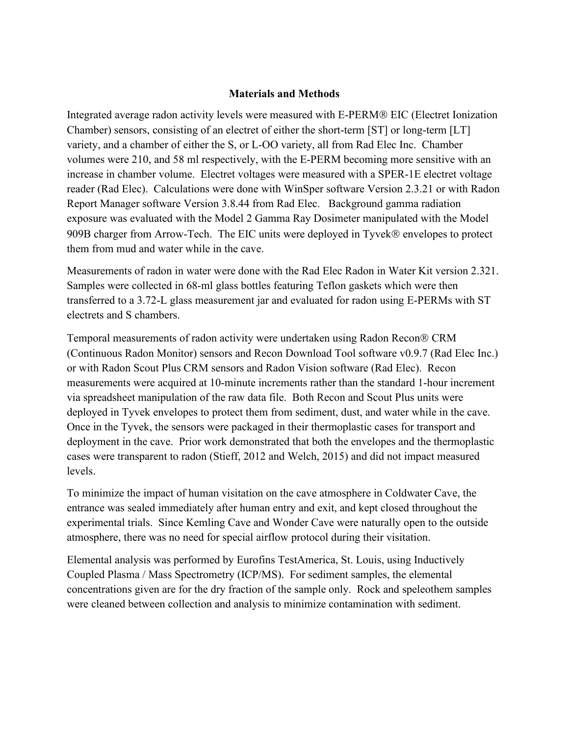## Materials and Methods

Integrated average radon activity levels were measured with E-PERM® EIC (Electret Ionization Chamber) sensors, consisting of an electret of either the short-term [ST] or long-term [LT] variety, and a chamber of either the S, or L-OO variety, all from Rad Elec Inc. Chamber volumes were 210, and 58 ml respectively, with the E-PERM becoming more sensitive with an increase in chamber volume. Electret voltages were measured with a SPER-1E electret voltage reader (Rad Elec). Calculations were done with WinSper software Version 2.3.21 or with Radon Report Manager software Version 3.8.44 from Rad Elec. Background gamma radiation exposure was evaluated with the Model 2 Gamma Ray Dosimeter manipulated with the Model 909B charger from Arrow-Tech. The EIC units were deployed in Tyvek® envelopes to protect them from mud and water while in the cave.

Measurements of radon in water were done with the Rad Elec Radon in Water Kit version 2.321. Samples were collected in 68-ml glass bottles featuring Teflon gaskets which were then transferred to a 3.72-L glass measurement jar and evaluated for radon using E-PERMs with ST electrets and S chambers.

Temporal measurements of radon activity were undertaken using Radon Recon® CRM (Continuous Radon Monitor) sensors and Recon Download Tool software v0.9.7 (Rad Elec Inc.) or with Radon Scout Plus CRM sensors and Radon Vision software (Rad Elec). Recon measurements were acquired at 10-minute increments rather than the standard 1-hour increment via spreadsheet manipulation of the raw data file. Both Recon and Scout Plus units were deployed in Tyvek envelopes to protect them from sediment, dust, and water while in the cave. Once in the Tyvek, the sensors were packaged in their thermoplastic cases for transport and deployment in the cave. Prior work demonstrated that both the envelopes and the thermoplastic cases were transparent to radon (Stieff, 2012 and Welch, 2015) and did not impact measured levels.

To minimize the impact of human visitation on the cave atmosphere in Coldwater Cave, the entrance was sealed immediately after human entry and exit, and kept closed throughout the experimental trials. Since Kemling Cave and Wonder Cave were naturally open to the outside atmosphere, there was no need for special airflow protocol during their visitation.

Elemental analysis was performed by Eurofins TestAmerica, St. Louis, using Inductively Coupled Plasma / Mass Spectrometry (ICP/MS). For sediment samples, the elemental concentrations given are for the dry fraction of the sample only. Rock and speleothem samples were cleaned between collection and analysis to minimize contamination with sediment.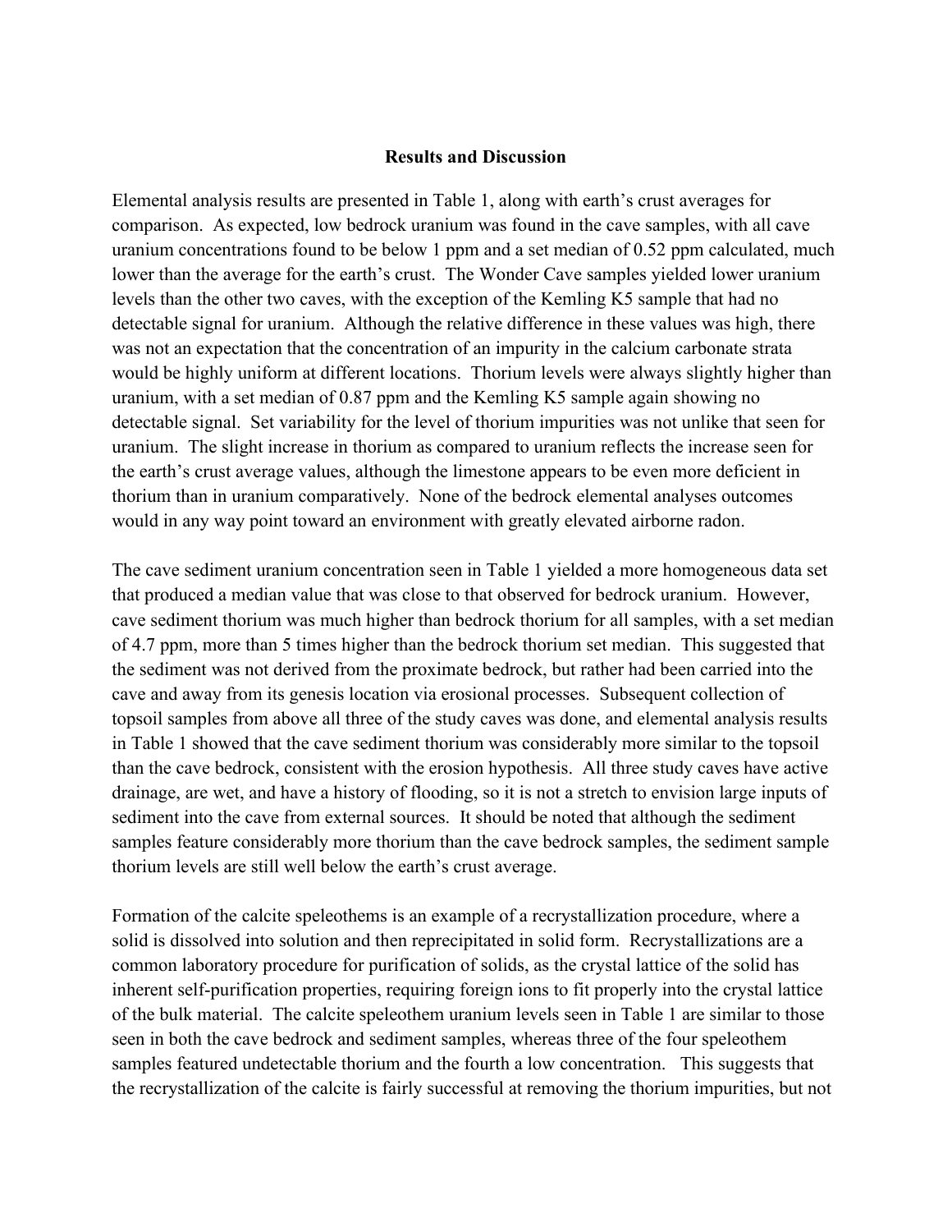**Results and Discussion**

Elemental analysis results are presented in Table 1, along with earth's crust averages for comparison. As expected, low bedrock uranium was found in the cave samples, with all cave uranium concentrations found to be below 1 ppm and a set median of 0.52 ppm calculated, much lower than the average for the earth's crust. The Wonder Cave samples yielded lower uranium levels than the other two caves, with the exception of the Kemling K5 sample that had no detectable signal for uranium. Although the relative difference in these values was high, there was not an expectation that the concentration of an impurity in the calcium carbonate strata would be highly uniform at different locations. Thorium levels were always slightly higher than uranium, with a set median of 0.87 ppm and the Kemling K5 sample again showing no detectable signal. Set variability for the level of thorium impurities was not unlike that seen for uranium. The slight increase in thorium as compared to uranium reflects the increase seen for the earth's crust average values, although the limestone appears to be even more deficient in thorium than in uranium comparatively. None of the bedrock elemental analyses outcomes would in any way point toward an environment with greatly elevated airborne radon.

The cave sediment uranium concentration seen in Table 1 yielded a more homogeneous data set that produced a median value that was close to that observed for bedrock uranium. However, cave sediment thorium was much higher than bedrock thorium for all samples, with a set median of 4.7 ppm, more than 5 times higher than the bedrock thorium set median. This suggested that the sediment was not derived from the proximate bedrock, but rather had been carried into the cave and away from its genesis location via erosional processes. Subsequent collection of topsoil samples from above all three of the study caves was done, and elemental analysis results in Table 1 showed that the cave sediment thorium was considerably more similar to the topsoil than the cave bedrock, consistent with the erosion hypothesis. All three study caves have active drainage, are wet, and have a history of flooding, so it is not a stretch to envision large inputs of sediment into the cave from external sources. It should be noted that although the sediment samples feature considerably more thorium than the cave bedrock samples, the sediment sample thorium levels are still well below the earth's crust average.

Formation of the calcite speleothems is an example of a recrystallization procedure, where a solid is dissolved into solution and then reprecipitated in solid form. Recrystallizations are a common laboratory procedure for purification of solids, as the crystal lattice of the solid has inherent self-purification properties, requiring foreign ions to fit properly into the crystal lattice of the bulk material. The calcite speleothem uranium levels seen in Table 1 are similar to those seen in both the cave bedrock and sediment samples, whereas three of the four speleothem samples featured undetectable thorium and the fourth a low concentration. This suggests that the recrystallization of the calcite is fairly successful at removing the thorium impurities, but not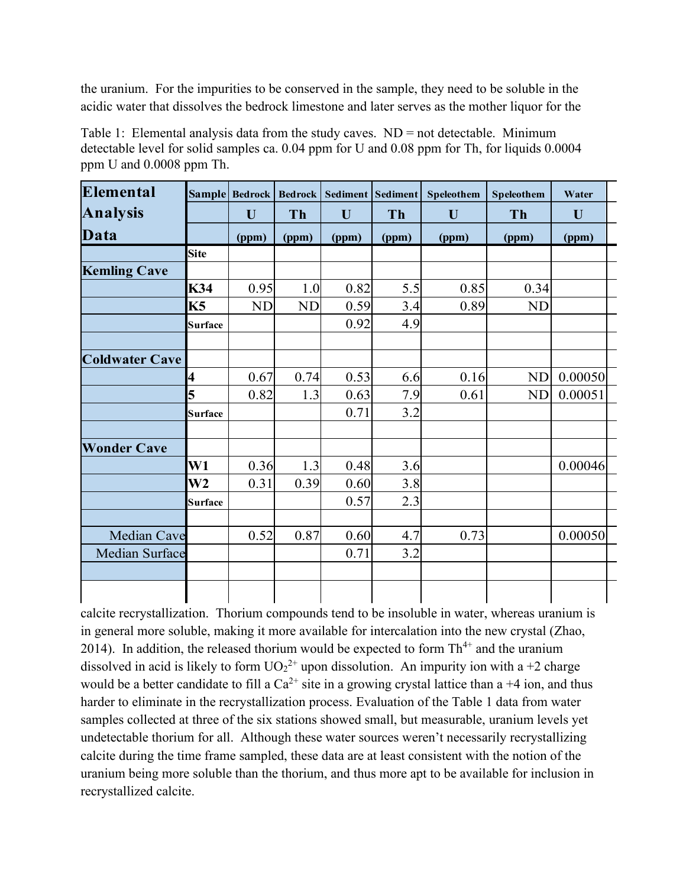the uranium. For the impurities to be conserved in the sample, they need to be soluble in the acidic water that dissolves the bedrock limestone and later serves as the mother liquor for the

Table 1: Elemental analysis data from the study caves. ND = not detectable. Minimum detectable level for solid samples ca. 0.04 ppm for U and 0.08 ppm for Th, for liquids 0.0004 ppm U and 0.0008 ppm Th.

| Elemental Analysis Data | Sample | Bedrock | Bedrock | Sediment | Sediment | Speleothem | Speleothem | Water |
|---|---|---|---|---|---|---|---|---|
| | | U | Th | U | Th | U | Th | U |
| | | (ppm) | (ppm) | (ppm) | (ppm) | (ppm) | (ppm) | (ppm) |
| | Site | | | | | | | |
| **Kemling Cave** | | | | | | | | |
| | **K34** | 0.95 | 1.0 | 0.82 | 5.5 | 0.85 | 0.34 | |
| | **K5** | ND | ND | 0.59 | 3.4 | 0.89 | ND | |
| | **Surface** | | | 0.92 | 4.9 | | | |
| | | | | | | | | |
| **Coldwater Cave** | | | | | | | | |
| | **4** | 0.67 | 0.74 | 0.53 | 6.6 | 0.16 | ND | 0.00050 |
| | **5** | 0.82 | 1.3 | 0.63 | 7.9 | 0.61 | ND | 0.00051 |
| | **Surface** | | | 0.71 | 3.2 | | | |
| | | | | | | | | |
| **Wonder Cave** | | | | | | | | |
| | **W1** | 0.36 | 1.3 | 0.48 | 3.6 | | | 0.00046 |
| | **W2** | 0.31 | 0.39 | 0.60 | 3.8 | | | |
| | **Surface** | | | 0.57 | 2.3 | | | |
| | | | | | | | | |
| Median Cave | | 0.52 | 0.87 | 0.60 | 4.7 | 0.73 | | 0.00050 |
| Median Surface | | | | 0.71 | 3.2 | | | |

calcite recrystallization. Thorium compounds tend to be insoluble in water, whereas uranium is in general more soluble, making it more available for intercalation into the new crystal (Zhao, 2014). In addition, the released thorium would be expected to form $Th^{4+}$ and the uranium dissolved in acid is likely to form $UO_2^{2+}$ upon dissolution. An impurity ion with a +2 charge would be a better candidate to fill a $Ca^{2+}$ site in a growing crystal lattice than a +4 ion, and thus harder to eliminate in the recrystallization process. Evaluation of the Table 1 data from water samples collected at three of the six stations showed small, but measurable, uranium levels yet undetectable thorium for all. Although these water sources weren't necessarily recrystallizing calcite during the time frame sampled, these data are at least consistent with the notion of the uranium being more soluble than the thorium, and thus more apt to be available for inclusion in recrystallized calcite.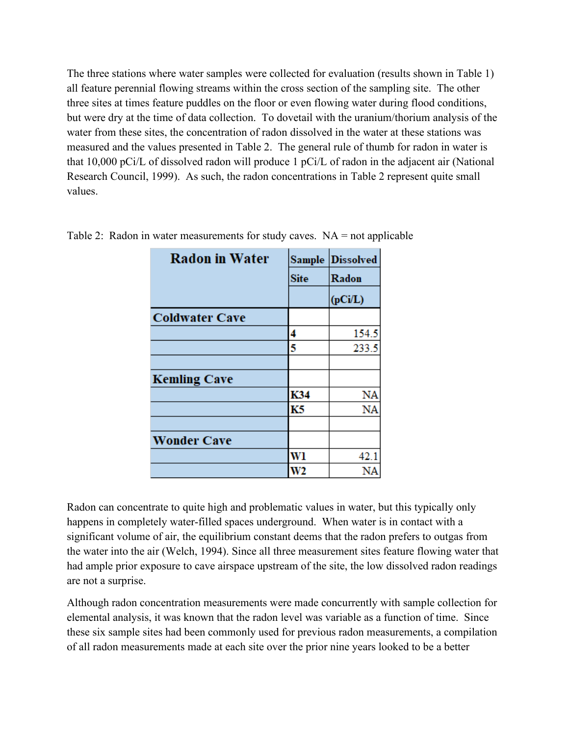The three stations where water samples were collected for evaluation (results shown in Table 1) all feature perennial flowing streams within the cross section of the sampling site. The other three sites at times feature puddles on the floor or even flowing water during flood conditions, but were dry at the time of data collection. To dovetail with the uranium/thorium analysis of the water from these sites, the concentration of radon dissolved in the water at these stations was measured and the values presented in Table 2. The general rule of thumb for radon in water is that 10,000 pCi/L of dissolved radon will produce 1 pCi/L of radon in the adjacent air (National Research Council, 1999). As such, the radon concentrations in Table 2 represent quite small values.

Table 2: Radon in water measurements for study caves. NA = not applicable

| Radon in Water | Sample Site | Dissolved Radon (pCi/L) |
|---|---|---|
| **Coldwater Cave** | | |
| | 4 | 154.5 |
| | 5 | 233.5 |
| | | |
| **Kemling Cave** | | |
| | K34 | NA |
| | K5 | NA |
| | | |
| **Wonder Cave** | | |
| | W1 | 42.1 |
| | W2 | NA |

Radon can concentrate to quite high and problematic values in water, but this typically only happens in completely water-filled spaces underground. When water is in contact with a significant volume of air, the equilibrium constant deems that the radon prefers to outgas from the water into the air (Welch, 1994). Since all three measurement sites feature flowing water that had ample prior exposure to cave airspace upstream of the site, the low dissolved radon readings are not a surprise.

Although radon concentration measurements were made concurrently with sample collection for elemental analysis, it was known that the radon level was variable as a function of time. Since these six sample sites had been commonly used for previous radon measurements, a compilation of all radon measurements made at each site over the prior nine years looked to be a better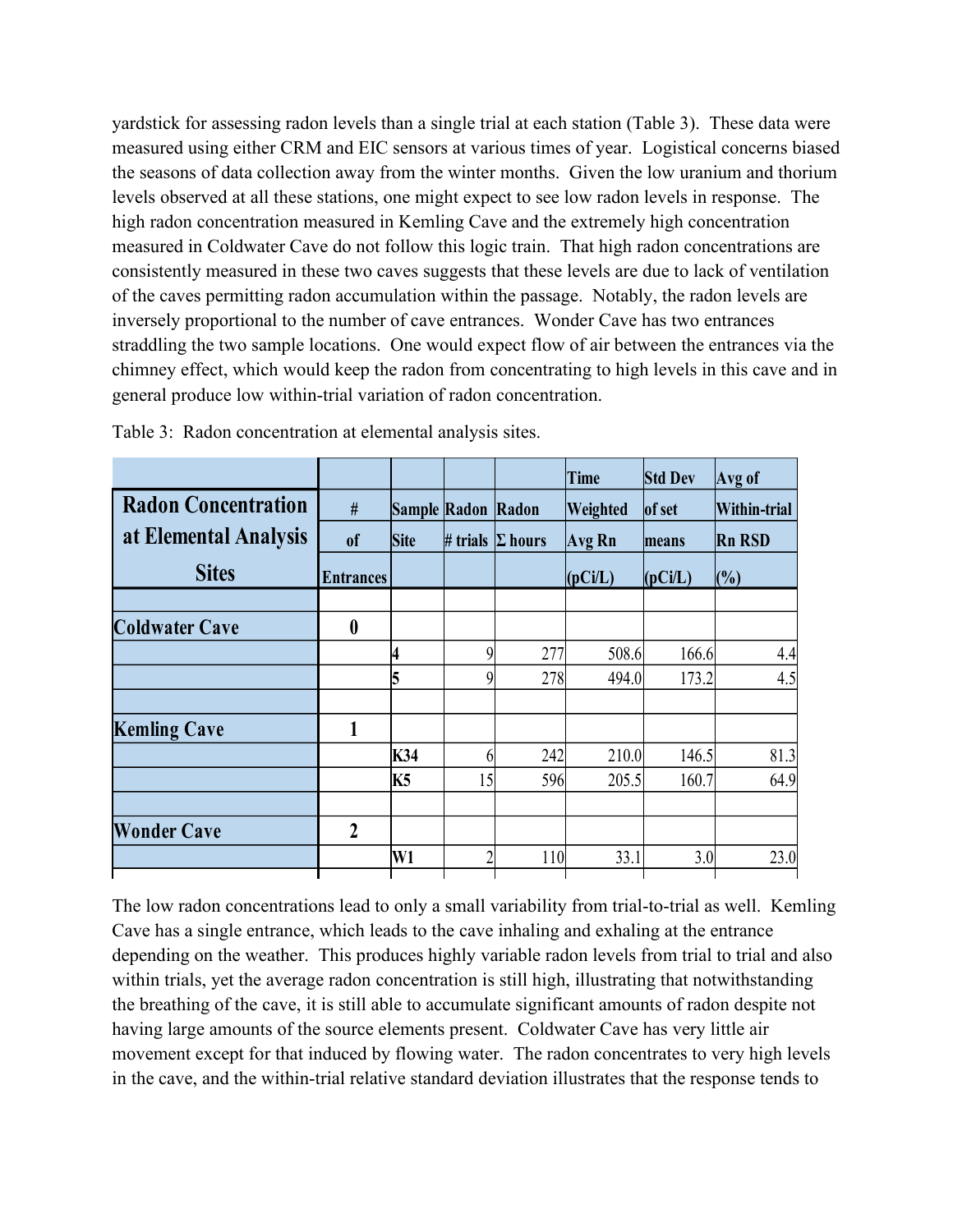yardstick for assessing radon levels than a single trial at each station (Table 3). These data were measured using either CRM and EIC sensors at various times of year. Logistical concerns biased the seasons of data collection away from the winter months. Given the low uranium and thorium levels observed at all these stations, one might expect to see low radon levels in response. The high radon concentration measured in Kemling Cave and the extremely high concentration measured in Coldwater Cave do not follow this logic train. That high radon concentrations are consistently measured in these two caves suggests that these levels are due to lack of ventilation of the caves permitting radon accumulation within the passage. Notably, the radon levels are inversely proportional to the number of cave entrances. Wonder Cave has two entrances straddling the two sample locations. One would expect flow of air between the entrances via the chimney effect, which would keep the radon from concentrating to high levels in this cave and in general produce low within-trial variation of radon concentration.

Table 3: Radon concentration at elemental analysis sites.

| Radon Concentration at Elemental Analysis Sites | # of Entrances | Sample Site | Radon # trials | Radon Σ hours | Time Weighted Avg Rn (pCi/L) | Std Dev of set means (pCi/L) | Avg of Within-trial Rn RSD (%) |
|---|---|---|---|---|---|---|---|
| Coldwater Cave | 0 | | | | | | |
| | | 4 | 9 | 277 | 508.6 | 166.6 | 4.4 |
| | | 5 | 9 | 278 | 494.0 | 173.2 | 4.5 |
| Kemling Cave | 1 | | | | | | |
| | | K34 | 6 | 242 | 210.0 | 146.5 | 81.3 |
| | | K5 | 15 | 596 | 205.5 | 160.7 | 64.9 |
| Wonder Cave | 2 | | | | | | |
| | | W1 | 2 | 110 | 33.1 | 3.0 | 23.0 |

The low radon concentrations lead to only a small variability from trial-to-trial as well. Kemling Cave has a single entrance, which leads to the cave inhaling and exhaling at the entrance depending on the weather. This produces highly variable radon levels from trial to trial and also within trials, yet the average radon concentration is still high, illustrating that notwithstanding the breathing of the cave, it is still able to accumulate significant amounts of radon despite not having large amounts of the source elements present. Coldwater Cave has very little air movement except for that induced by flowing water. The radon concentrates to very high levels in the cave, and the within-trial relative standard deviation illustrates that the response tends to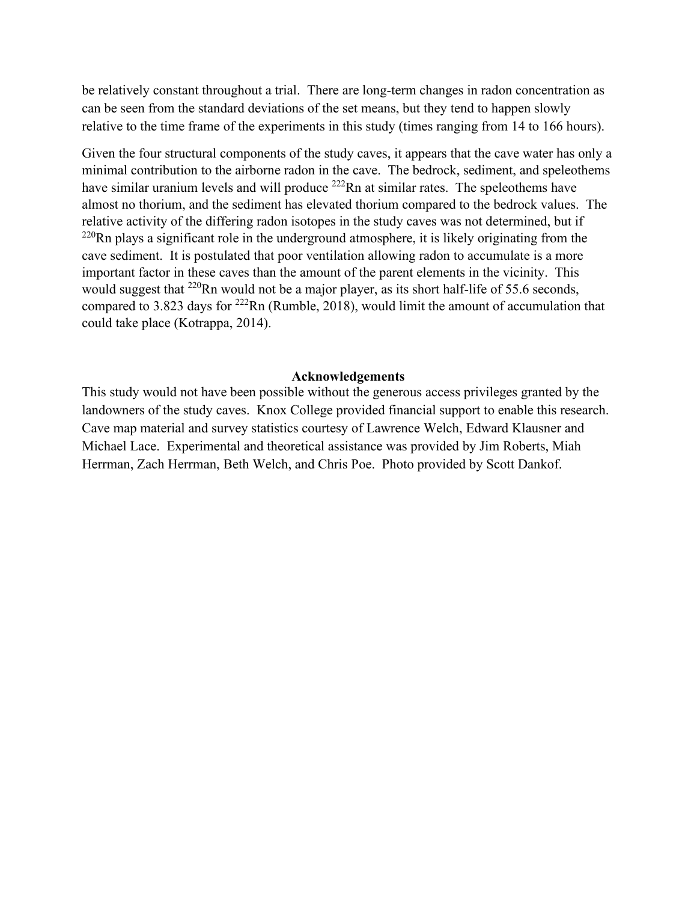be relatively constant throughout a trial. There are long-term changes in radon concentration as can be seen from the standard deviations of the set means, but they tend to happen slowly relative to the time frame of the experiments in this study (times ranging from 14 to 166 hours).

Given the four structural components of the study caves, it appears that the cave water has only a minimal contribution to the airborne radon in the cave. The bedrock, sediment, and speleothems have similar uranium levels and will produce $^{222}Rn$ at similar rates. The speleothems have almost no thorium, and the sediment has elevated thorium compared to the bedrock values. The relative activity of the differing radon isotopes in the study caves was not determined, but if $^{220}Rn$ plays a significant role in the underground atmosphere, it is likely originating from the cave sediment. It is postulated that poor ventilation allowing radon to accumulate is a more important factor in these caves than the amount of the parent elements in the vicinity. This would suggest that $^{220}Rn$ would not be a major player, as its short half-life of 55.6 seconds, compared to 3.823 days for $^{222}Rn$ (Rumble, 2018), would limit the amount of accumulation that could take place (Kotrappa, 2014).

## Acknowledgements

This study would not have been possible without the generous access privileges granted by the landowners of the study caves. Knox College provided financial support to enable this research. Cave map material and survey statistics courtesy of Lawrence Welch, Edward Klausner and Michael Lace. Experimental and theoretical assistance was provided by Jim Roberts, Miah Herrman, Zach Herrman, Beth Welch, and Chris Poe. Photo provided by Scott Dankof.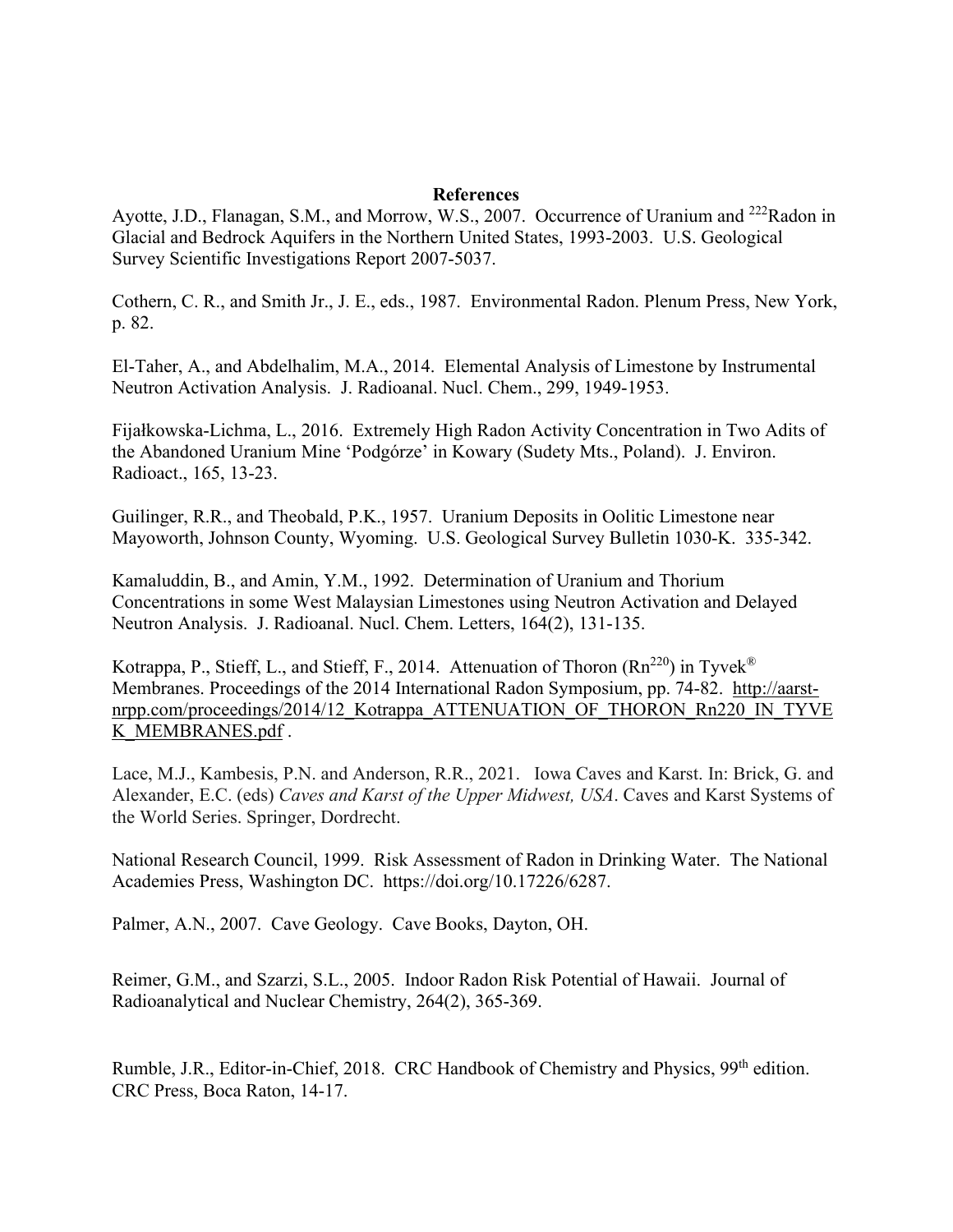## References

Ayotte, J.D., Flanagan, S.M., and Morrow, W.S., 2007. Occurrence of Uranium and $^{222}$Radon in Glacial and Bedrock Aquifers in the Northern United States, 1993-2003. U.S. Geological Survey Scientific Investigations Report 2007-5037.

Cothern, C. R., and Smith Jr., J. E., eds., 1987. Environmental Radon. Plenum Press, New York, p. 82.

El-Taher, A., and Abdelhalim, M.A., 2014. Elemental Analysis of Limestone by Instrumental Neutron Activation Analysis. J. Radioanal. Nucl. Chem., 299, 1949-1953.

Fijałkowska-Lichma, L., 2016. Extremely High Radon Activity Concentration in Two Adits of the Abandoned Uranium Mine 'Podgórze' in Kowary (Sudety Mts., Poland). J. Environ. Radioact., 165, 13-23.

Guilinger, R.R., and Theobald, P.K., 1957. Uranium Deposits in Oolitic Limestone near Mayoworth, Johnson County, Wyoming. U.S. Geological Survey Bulletin 1030-K. 335-342.

Kamaluddin, B., and Amin, Y.M., 1992. Determination of Uranium and Thorium Concentrations in some West Malaysian Limestones using Neutron Activation and Delayed Neutron Analysis. J. Radioanal. Nucl. Chem. Letters, 164(2), 131-135.

Kotrappa, P., Stieff, L., and Stieff, F., 2014. Attenuation of Thoron ($Rn^{220}$) in Tyvek® Membranes. Proceedings of the 2014 International Radon Symposium, pp. 74-82. http://aarst-nrpp.com/proceedings/2014/12_Kotrappa_ATTENUATION_OF_THORON_Rn220_IN_TYVEK_MEMBRANES.pdf .

Lace, M.J., Kambesis, P.N. and Anderson, R.R., 2021. Iowa Caves and Karst. In: Brick, G. and Alexander, E.C. (eds) *Caves and Karst of the Upper Midwest, USA*. Caves and Karst Systems of the World Series. Springer, Dordrecht.

National Research Council, 1999. Risk Assessment of Radon in Drinking Water. The National Academies Press, Washington DC. https://doi.org/10.17226/6287.

Palmer, A.N., 2007. Cave Geology. Cave Books, Dayton, OH.

Reimer, G.M., and Szarzi, S.L., 2005. Indoor Radon Risk Potential of Hawaii. Journal of Radioanalytical and Nuclear Chemistry, 264(2), 365-369.

Rumble, J.R., Editor-in-Chief, 2018. CRC Handbook of Chemistry and Physics, 99th edition. CRC Press, Boca Raton, 14-17.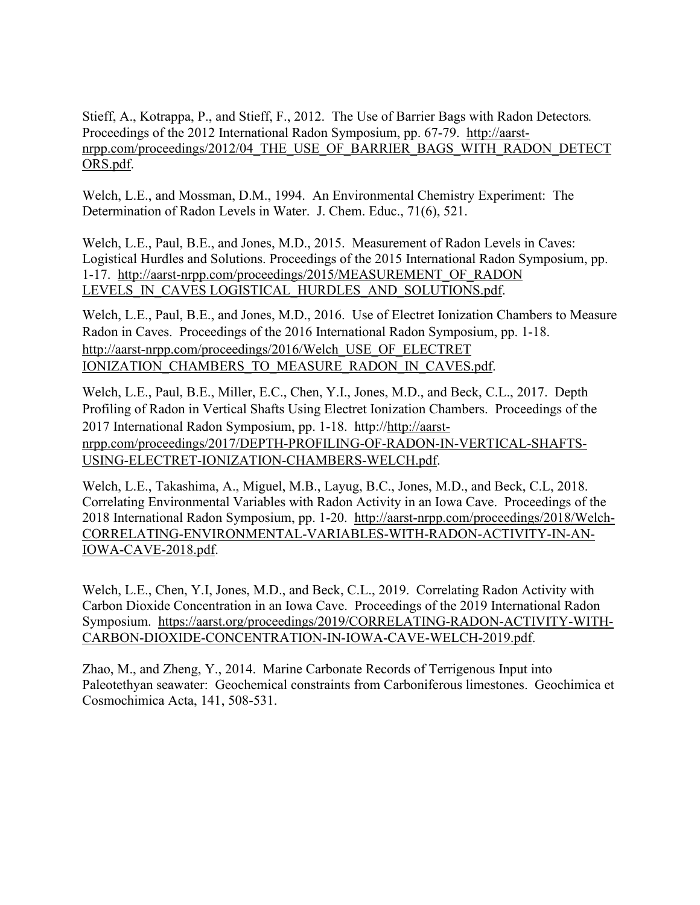Stieff, A., Kotrappa, P., and Stieff, F., 2012. The Use of Barrier Bags with Radon Detectors. Proceedings of the 2012 International Radon Symposium, pp. 67-79. http://aarst-nrpp.com/proceedings/2012/04_THE_USE_OF_BARRIER_BAGS_WITH_RADON_DETECTORS.pdf.

Welch, L.E., and Mossman, D.M., 1994. An Environmental Chemistry Experiment: The Determination of Radon Levels in Water. J. Chem. Educ., 71(6), 521.

Welch, L.E., Paul, B.E., and Jones, M.D., 2015. Measurement of Radon Levels in Caves: Logistical Hurdles and Solutions. Proceedings of the 2015 International Radon Symposium, pp. 1-17. http://aarst-nrpp.com/proceedings/2015/MEASUREMENT_OF_RADON LEVELS_IN_CAVES LOGISTICAL_HURDLES_AND_SOLUTIONS.pdf.

Welch, L.E., Paul, B.E., and Jones, M.D., 2016. Use of Electret Ionization Chambers to Measure Radon in Caves. Proceedings of the 2016 International Radon Symposium, pp. 1-18. http://aarst-nrpp.com/proceedings/2016/Welch_USE_OF_ELECTRET IONIZATION_CHAMBERS_TO_MEASURE_RADON_IN_CAVES.pdf.

Welch, L.E., Paul, B.E., Miller, E.C., Chen, Y.I., Jones, M.D., and Beck, C.L., 2017. Depth Profiling of Radon in Vertical Shafts Using Electret Ionization Chambers. Proceedings of the 2017 International Radon Symposium, pp. 1-18. http://http://aarst-nrpp.com/proceedings/2017/DEPTH-PROFILING-OF-RADON-IN-VERTICAL-SHAFTS-USING-ELECTRET-IONIZATION-CHAMBERS-WELCH.pdf.

Welch, L.E., Takashima, A., Miguel, M.B., Layug, B.C., Jones, M.D., and Beck, C.L, 2018. Correlating Environmental Variables with Radon Activity in an Iowa Cave. Proceedings of the 2018 International Radon Symposium, pp. 1-20. http://aarst-nrpp.com/proceedings/2018/Welch-CORRELATING-ENVIRONMENTAL-VARIABLES-WITH-RADON-ACTIVITY-IN-AN-IOWA-CAVE-2018.pdf.

Welch, L.E., Chen, Y.I, Jones, M.D., and Beck, C.L., 2019. Correlating Radon Activity with Carbon Dioxide Concentration in an Iowa Cave. Proceedings of the 2019 International Radon Symposium. https://aarst.org/proceedings/2019/CORRELATING-RADON-ACTIVITY-WITH-CARBON-DIOXIDE-CONCENTRATION-IN-IOWA-CAVE-WELCH-2019.pdf.

Zhao, M., and Zheng, Y., 2014. Marine Carbonate Records of Terrigenous Input into Paleotethyan seawater: Geochemical constraints from Carboniferous limestones. Geochimica et Cosmochimica Acta, 141, 508-531.